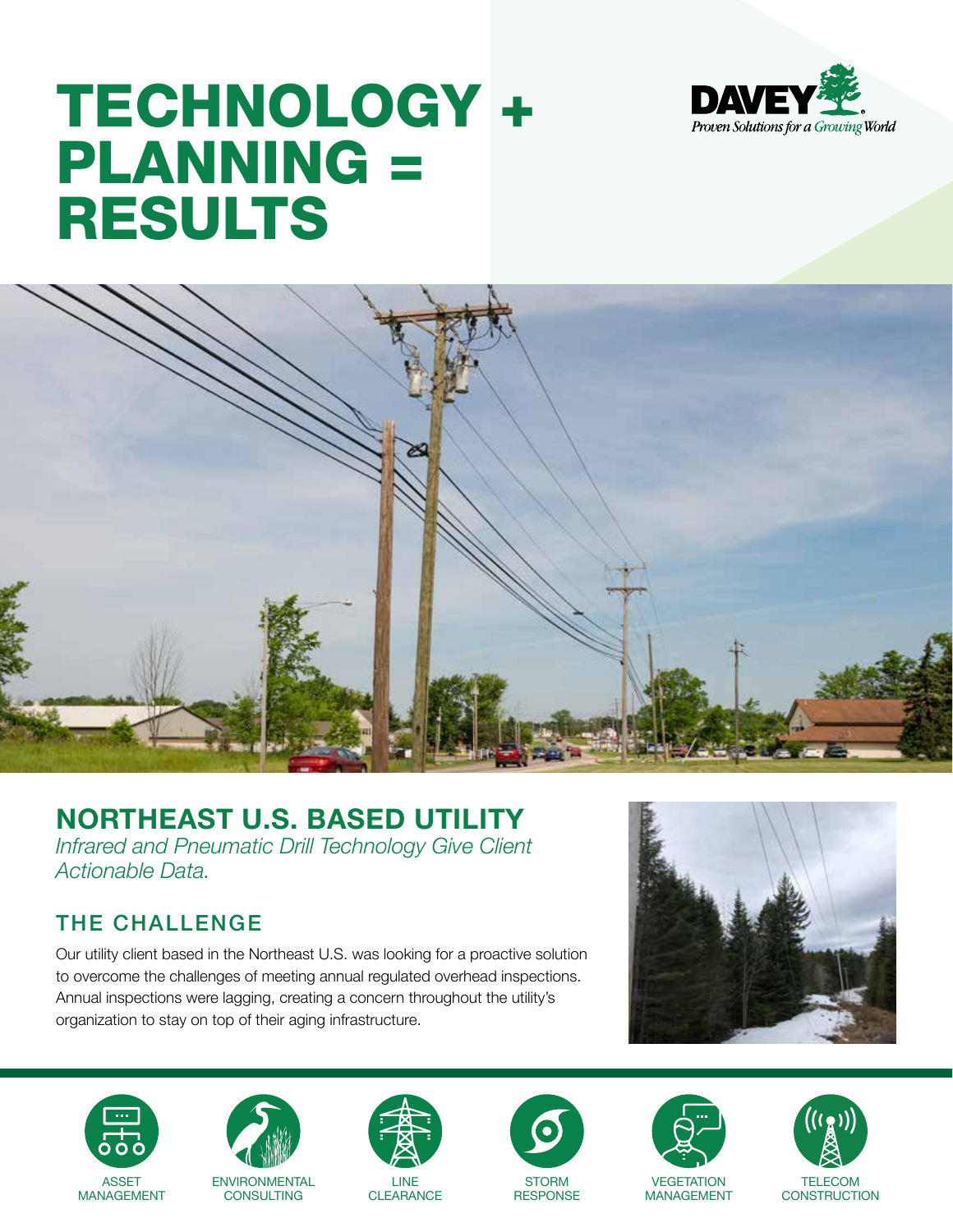# TECHNOLOGY + PLANNING = RESULTS

DAVEY

*Proven Solutions for a Growing World*

## NORTHEAST U.S. BASED UTILITY

*Infrared and Pneumatic Drill Technology Give Client Actionable Data.*

### THE CHALLENGE

Our utility client based in the Northeast U.S. was looking for a proactive solution to overcome the challenges of meeting annual regulated overhead inspections. Annual inspections were lagging, creating a concern throughout the utility's organization to stay on top of their aging infrastructure.

ASSET MANAGEMENT | ENVIRONMENTAL CONSULTING | LINE CLEARANCE | STORM RESPONSE | VEGETATION MANAGEMENT | TELECOM CONSTRUCTION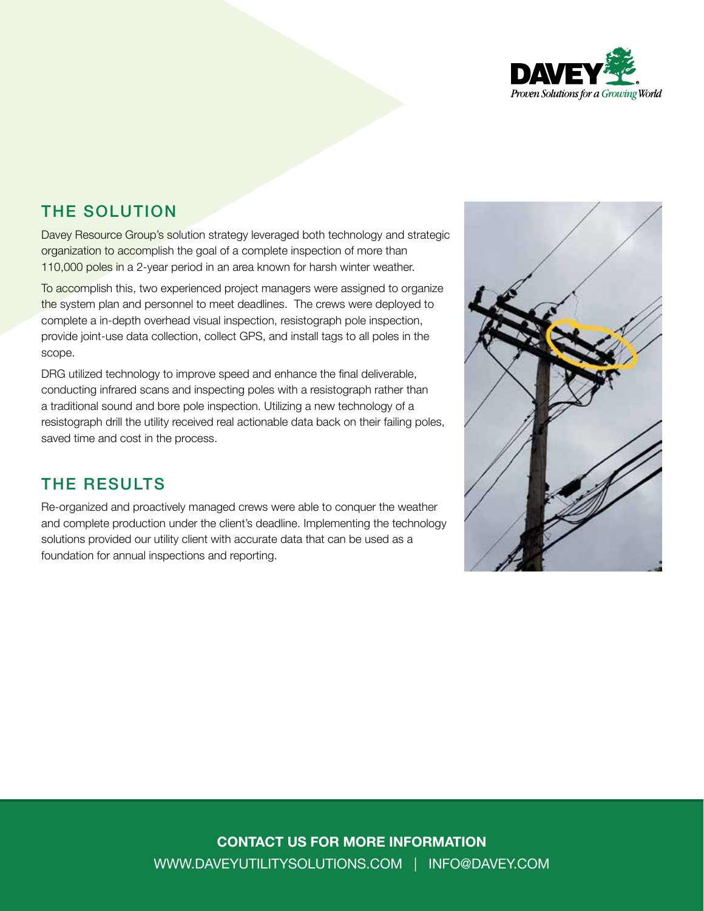## THE SOLUTION

Davey Resource Group's solution strategy leveraged both technology and strategic organization to accomplish the goal of a complete inspection of more than 110,000 poles in a 2-year period in an area known for harsh winter weather.

To accomplish this, two experienced project managers were assigned to organize the system plan and personnel to meet deadlines. The crews were deployed to complete a in-depth overhead visual inspection, resistograph pole inspection, provide joint-use data collection, collect GPS, and install tags to all poles in the scope.

DRG utilized technology to improve speed and enhance the final deliverable, conducting infrared scans and inspecting poles with a resistograph rather than a traditional sound and bore pole inspection. Utilizing a new technology of a resistograph drill the utility received real actionable data back on their failing poles, saved time and cost in the process.

## THE RESULTS

Re-organized and proactively managed crews were able to conquer the weather and complete production under the client's deadline. Implementing the technology solutions provided our utility client with accurate data that can be used as a foundation for annual inspections and reporting.

**CONTACT US FOR MORE INFORMATION**

WWW.DAVEYUTILITYSOLUTIONS.COM | INFO@DAVEY.COM